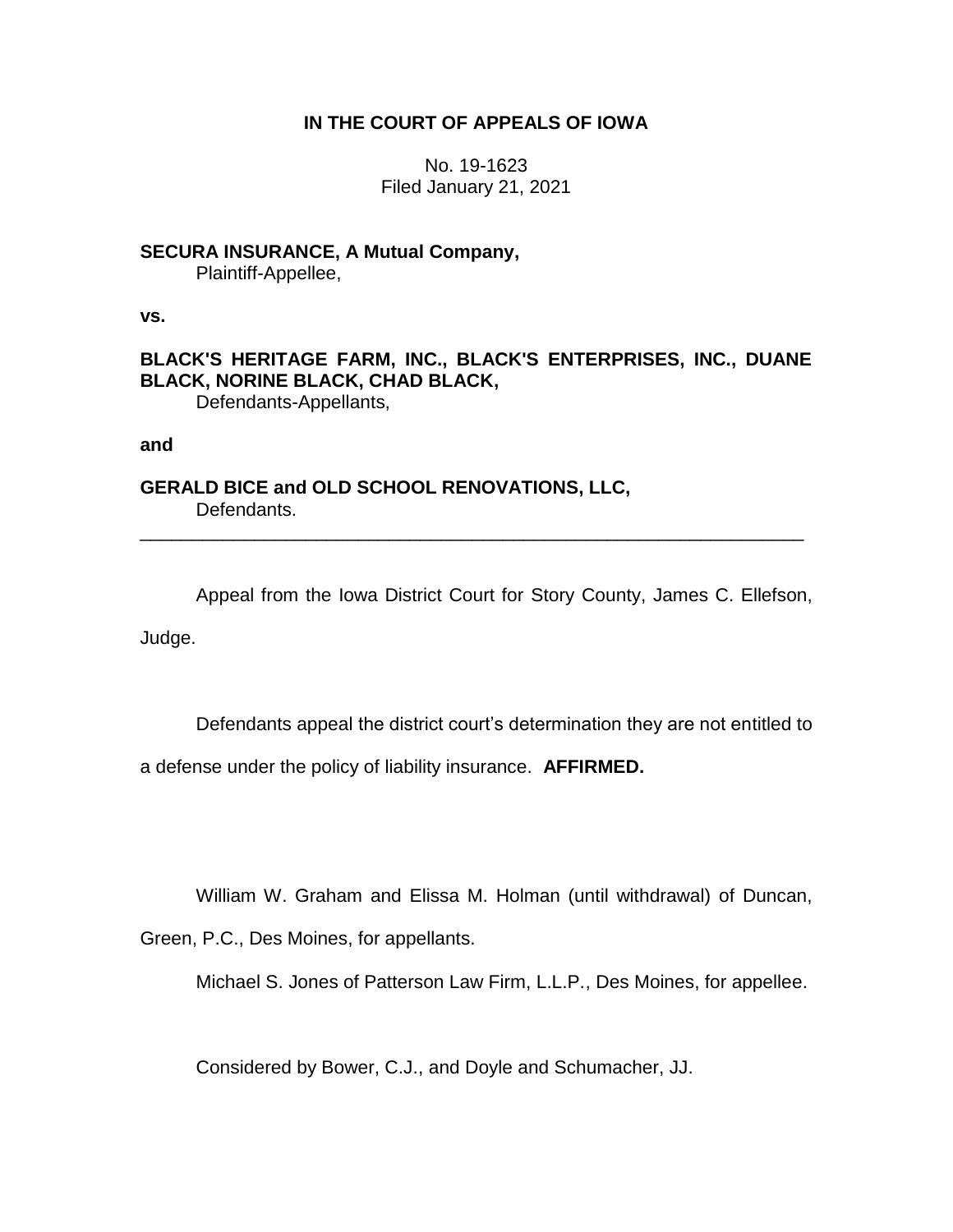**IN THE COURT OF APPEALS OF IOWA**

No. 19-1623
Filed January 21, 2021

**SECURA INSURANCE, A Mutual Company,**
Plaintiff-Appellee,

**vs.**

**BLACK'S HERITAGE FARM, INC., BLACK'S ENTERPRISES, INC., DUANE BLACK, NORINE BLACK, CHAD BLACK,**
Defendants-Appellants,

**and**

**GERALD BICE and OLD SCHOOL RENOVATIONS, LLC,**
Defendants.

---

Appeal from the Iowa District Court for Story County, James C. Ellefson, Judge.

Defendants appeal the district court's determination they are not entitled to a defense under the policy of liability insurance. **AFFIRMED.**

William W. Graham and Elissa M. Holman (until withdrawal) of Duncan, Green, P.C., Des Moines, for appellants.

Michael S. Jones of Patterson Law Firm, L.L.P., Des Moines, for appellee.

Considered by Bower, C.J., and Doyle and Schumacher, JJ.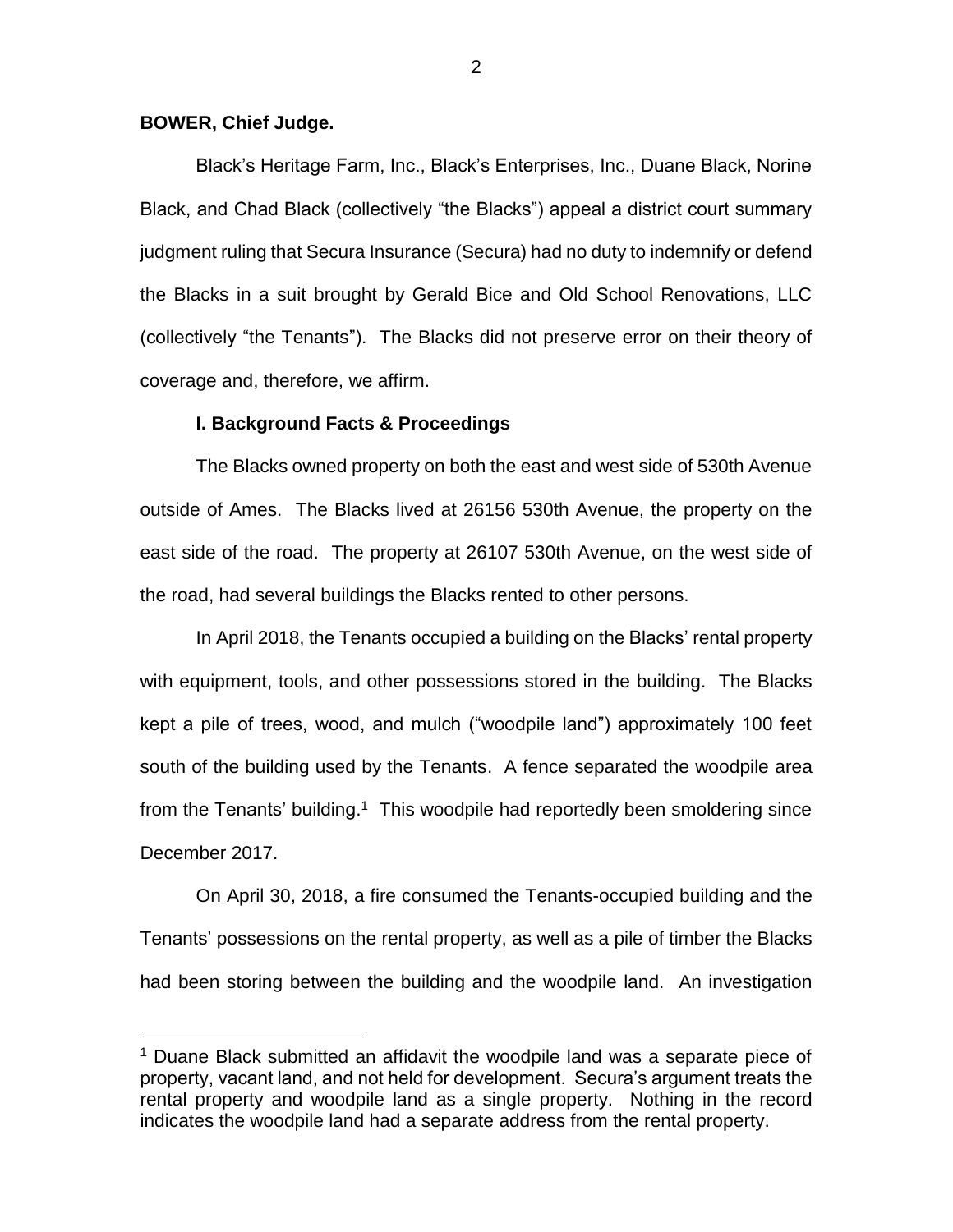**BOWER, Chief Judge.**

Black's Heritage Farm, Inc., Black's Enterprises, Inc., Duane Black, Norine Black, and Chad Black (collectively "the Blacks") appeal a district court summary judgment ruling that Secura Insurance (Secura) had no duty to indemnify or defend the Blacks in a suit brought by Gerald Bice and Old School Renovations, LLC (collectively "the Tenants"). The Blacks did not preserve error on their theory of coverage and, therefore, we affirm.

**I. Background Facts & Proceedings**

The Blacks owned property on both the east and west side of 530th Avenue outside of Ames. The Blacks lived at 26156 530th Avenue, the property on the east side of the road. The property at 26107 530th Avenue, on the west side of the road, had several buildings the Blacks rented to other persons.

In April 2018, the Tenants occupied a building on the Blacks' rental property with equipment, tools, and other possessions stored in the building. The Blacks kept a pile of trees, wood, and mulch ("woodpile land") approximately 100 feet south of the building used by the Tenants. A fence separated the woodpile area from the Tenants' building.[1] This woodpile had reportedly been smoldering since December 2017.

On April 30, 2018, a fire consumed the Tenants-occupied building and the Tenants' possessions on the rental property, as well as a pile of timber the Blacks had been storing between the building and the woodpile land. An investigation

[1] Duane Black submitted an affidavit the woodpile land was a separate piece of property, vacant land, and not held for development. Secura's argument treats the rental property and woodpile land as a single property. Nothing in the record indicates the woodpile land had a separate address from the rental property.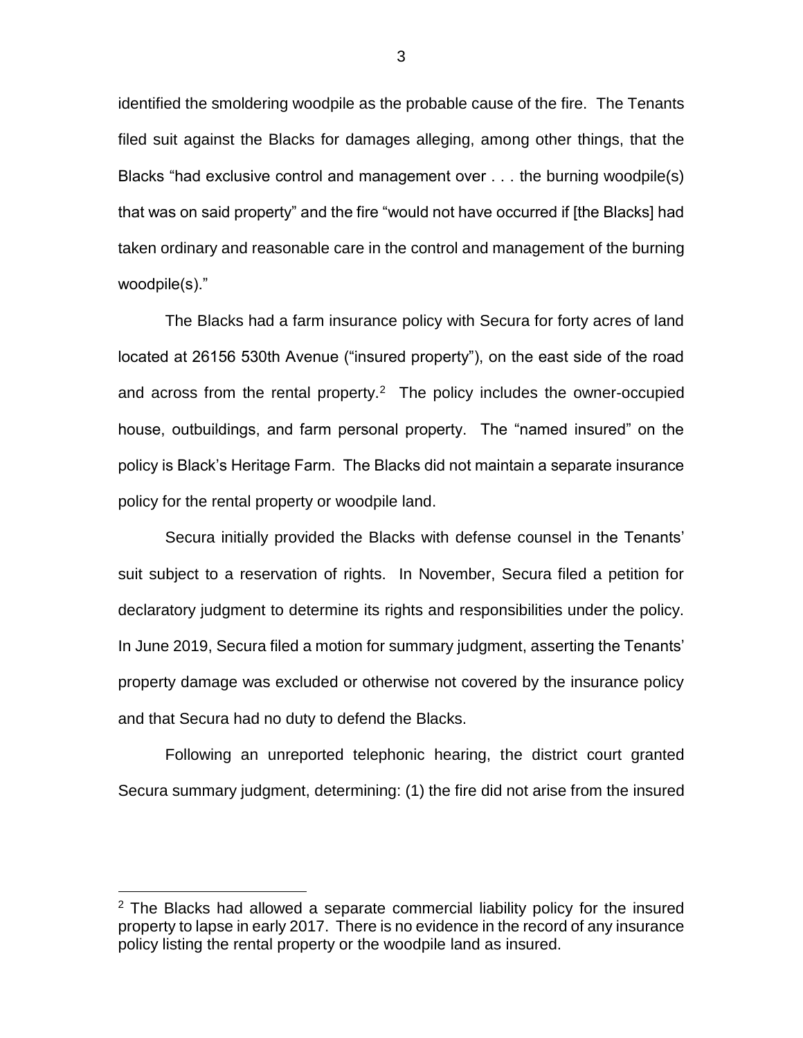identified the smoldering woodpile as the probable cause of the fire. The Tenants filed suit against the Blacks for damages alleging, among other things, that the Blacks "had exclusive control and management over . . . the burning woodpile(s) that was on said property" and the fire "would not have occurred if [the Blacks] had taken ordinary and reasonable care in the control and management of the burning woodpile(s)."

The Blacks had a farm insurance policy with Secura for forty acres of land located at 26156 530th Avenue ("insured property"), on the east side of the road and across from the rental property.[2] The policy includes the owner-occupied house, outbuildings, and farm personal property. The "named insured" on the policy is Black's Heritage Farm. The Blacks did not maintain a separate insurance policy for the rental property or woodpile land.

Secura initially provided the Blacks with defense counsel in the Tenants' suit subject to a reservation of rights. In November, Secura filed a petition for declaratory judgment to determine its rights and responsibilities under the policy. In June 2019, Secura filed a motion for summary judgment, asserting the Tenants' property damage was excluded or otherwise not covered by the insurance policy and that Secura had no duty to defend the Blacks.

Following an unreported telephonic hearing, the district court granted Secura summary judgment, determining: (1) the fire did not arise from the insured

[2] The Blacks had allowed a separate commercial liability policy for the insured property to lapse in early 2017. There is no evidence in the record of any insurance policy listing the rental property or the woodpile land as insured.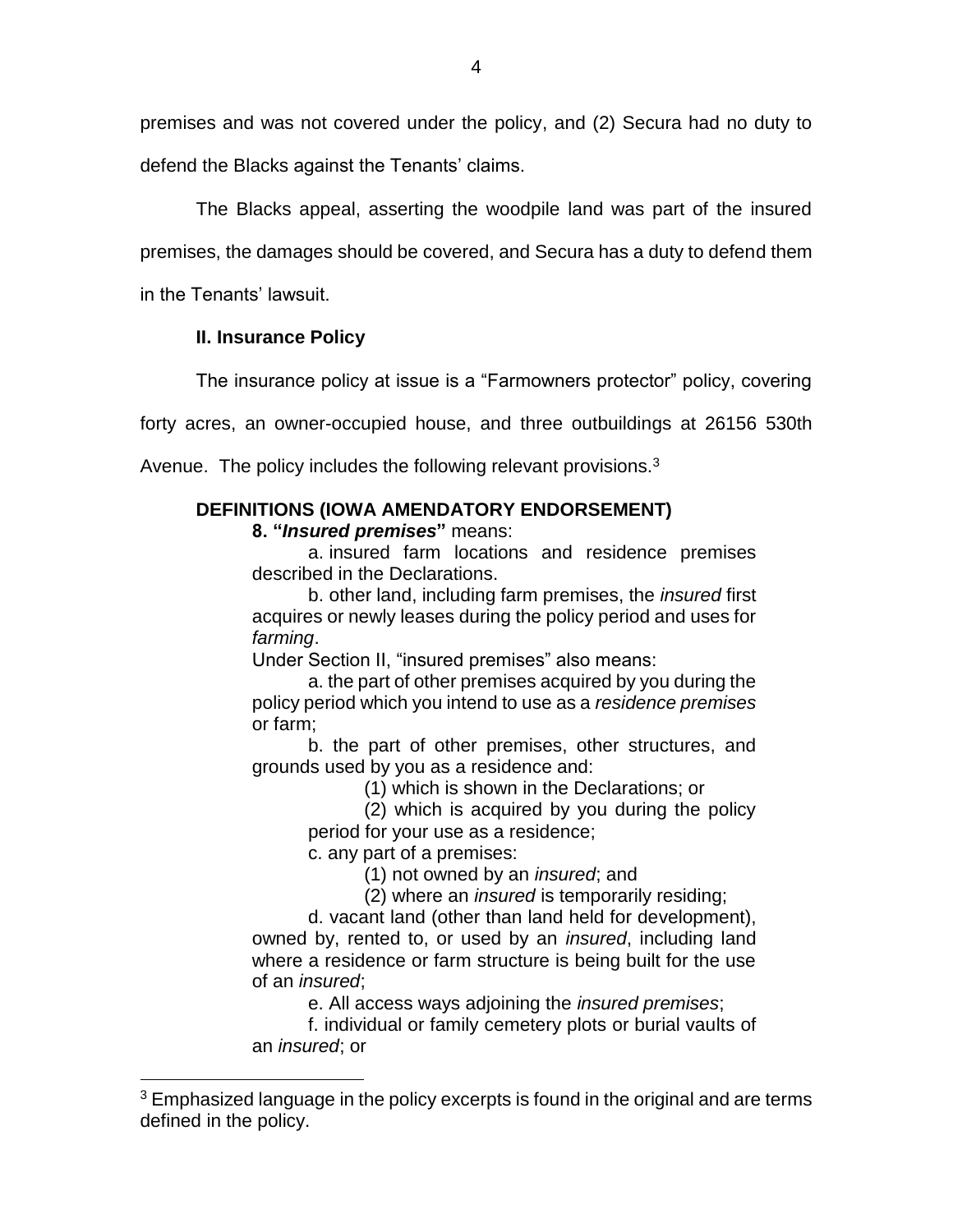premises and was not covered under the policy, and (2) Secura had no duty to defend the Blacks against the Tenants' claims.

The Blacks appeal, asserting the woodpile land was part of the insured premises, the damages should be covered, and Secura has a duty to defend them in the Tenants' lawsuit.

## II. Insurance Policy

The insurance policy at issue is a "Farmowners protector" policy, covering forty acres, an owner-occupied house, and three outbuildings at 26156 530th Avenue. The policy includes the following relevant provisions.[3]

> **DEFINITIONS (IOWA AMENDATORY ENDORSEMENT)**
>
> **8. "*Insured premises*"** means:
>
> a. insured farm locations and residence premises described in the Declarations.
>
> b. other land, including farm premises, the *insured* first acquires or newly leases during the policy period and uses for *farming*.
>
> Under Section II, "insured premises" also means:
>
> a. the part of other premises acquired by you during the policy period which you intend to use as a *residence premises* or farm;
>
> b. the part of other premises, other structures, and grounds used by you as a residence and:
>
> (1) which is shown in the Declarations; or
>
> (2) which is acquired by you during the policy period for your use as a residence;
>
> c. any part of a premises:
>
> (1) not owned by an *insured*; and
>
> (2) where an *insured* is temporarily residing;
>
> d. vacant land (other than land held for development), owned by, rented to, or used by an *insured*, including land where a residence or farm structure is being built for the use of an *insured*;
>
> e. All access ways adjoining the *insured premises*;
>
> f. individual or family cemetery plots or burial vaults of an *insured*; or

[3] Emphasized language in the policy excerpts is found in the original and are terms defined in the policy.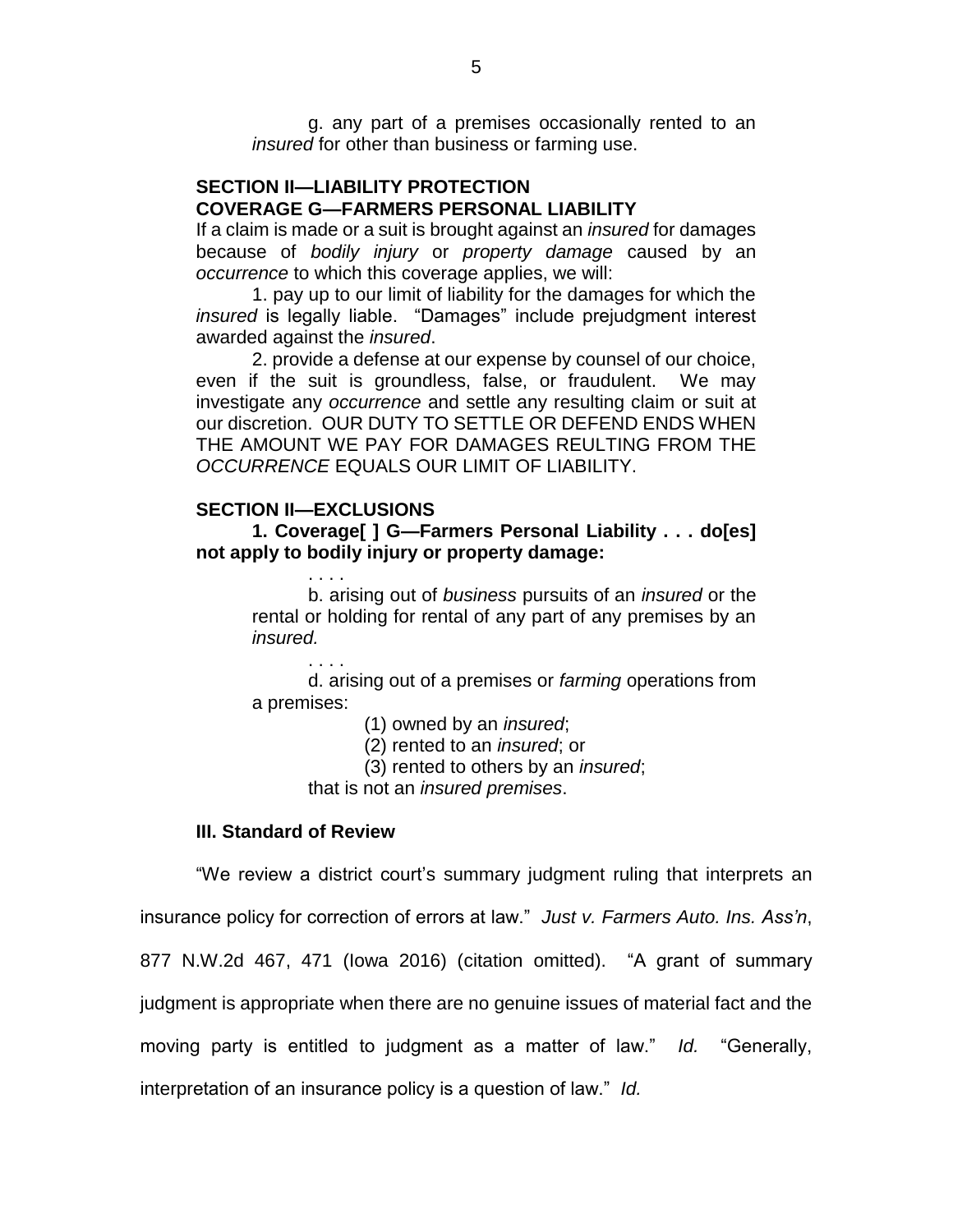g. any part of a premises occasionally rented to an *insured* for other than business or farming use.

**SECTION II—LIABILITY PROTECTION**
**COVERAGE G—FARMERS PERSONAL LIABILITY**

If a claim is made or a suit is brought against an *insured* for damages because of *bodily injury* or *property damage* caused by an *occurrence* to which this coverage applies, we will:

1. pay up to our limit of liability for the damages for which the *insured* is legally liable. "Damages" include prejudgment interest awarded against the *insured*.

2. provide a defense at our expense by counsel of our choice, even if the suit is groundless, false, or fraudulent. We may investigate any *occurrence* and settle any resulting claim or suit at our discretion. OUR DUTY TO SETTLE OR DEFEND ENDS WHEN THE AMOUNT WE PAY FOR DAMAGES REULTING FROM THE *OCCURRENCE* EQUALS OUR LIMIT OF LIABILITY.

**SECTION II—EXCLUSIONS**

**1. Coverage[ ] G—Farmers Personal Liability . . . do[es] not apply to bodily injury or property damage:**

. . . .

b. arising out of *business* pursuits of an *insured* or the rental or holding for rental of any part of any premises by an *insured.*

. . . .

d. arising out of a premises or *farming* operations from a premises:

(1) owned by an *insured*;

(2) rented to an *insured*; or

(3) rented to others by an *insured*;

that is not an *insured premises*.

### III. Standard of Review

"We review a district court's summary judgment ruling that interprets an insurance policy for correction of errors at law." *Just v. Farmers Auto. Ins. Ass'n*, 877 N.W.2d 467, 471 (Iowa 2016) (citation omitted). "A grant of summary judgment is appropriate when there are no genuine issues of material fact and the moving party is entitled to judgment as a matter of law." *Id.* "Generally, interpretation of an insurance policy is a question of law." *Id.*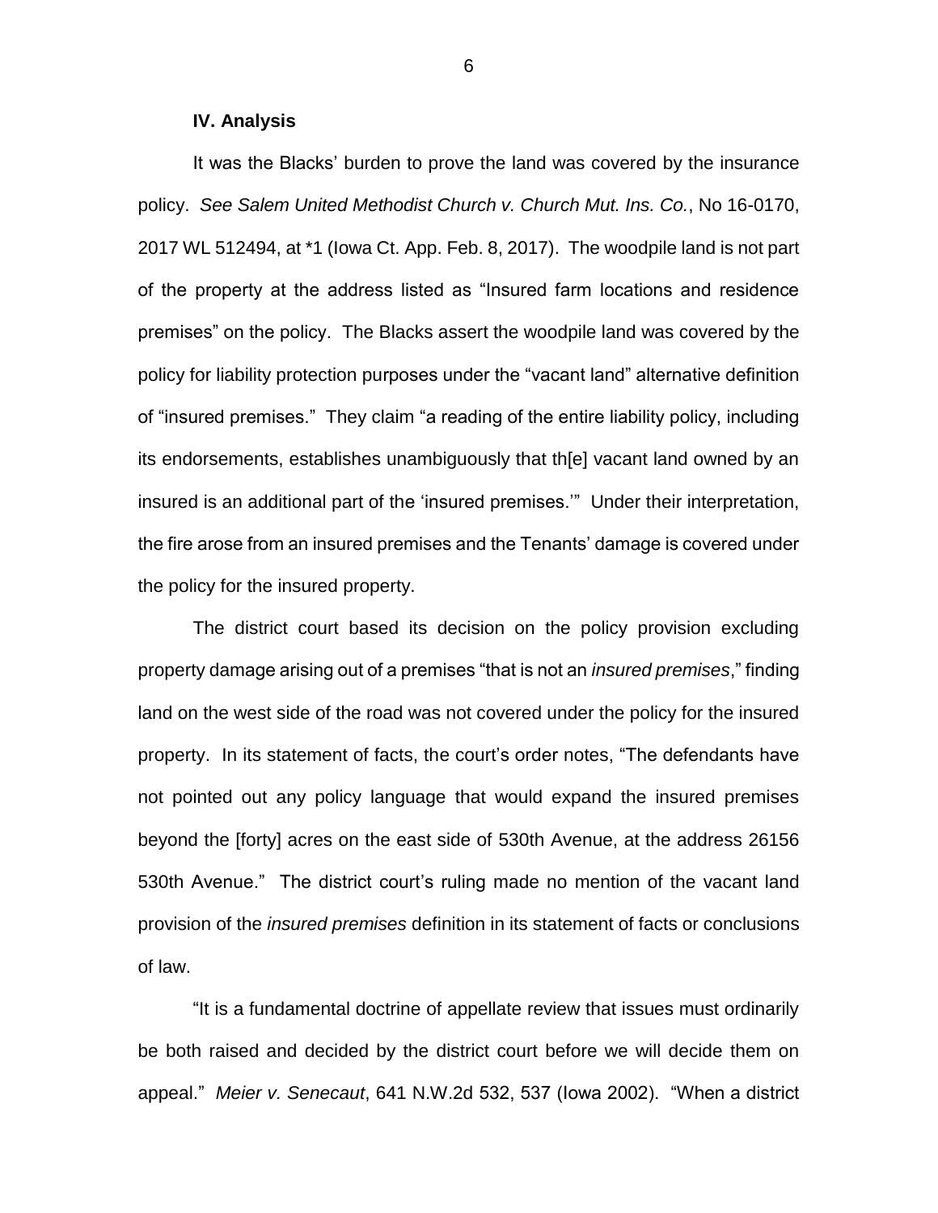### IV. Analysis

It was the Blacks' burden to prove the land was covered by the insurance policy. *See Salem United Methodist Church v. Church Mut. Ins. Co.*, No 16-0170, 2017 WL 512494, at *1 (Iowa Ct. App. Feb. 8, 2017). The woodpile land is not part of the property at the address listed as "Insured farm locations and residence premises" on the policy. The Blacks assert the woodpile land was covered by the policy for liability protection purposes under the "vacant land" alternative definition of "insured premises." They claim "a reading of the entire liability policy, including its endorsements, establishes unambiguously that th[e] vacant land owned by an insured is an additional part of the 'insured premises.'" Under their interpretation, the fire arose from an insured premises and the Tenants' damage is covered under the policy for the insured property.

The district court based its decision on the policy provision excluding property damage arising out of a premises "that is not an *insured premises*," finding land on the west side of the road was not covered under the policy for the insured property. In its statement of facts, the court's order notes, "The defendants have not pointed out any policy language that would expand the insured premises beyond the [forty] acres on the east side of 530th Avenue, at the address 26156 530th Avenue." The district court's ruling made no mention of the vacant land provision of the *insured premises* definition in its statement of facts or conclusions of law.

"It is a fundamental doctrine of appellate review that issues must ordinarily be both raised and decided by the district court before we will decide them on appeal." *Meier v. Senecaut*, 641 N.W.2d 532, 537 (Iowa 2002). "When a district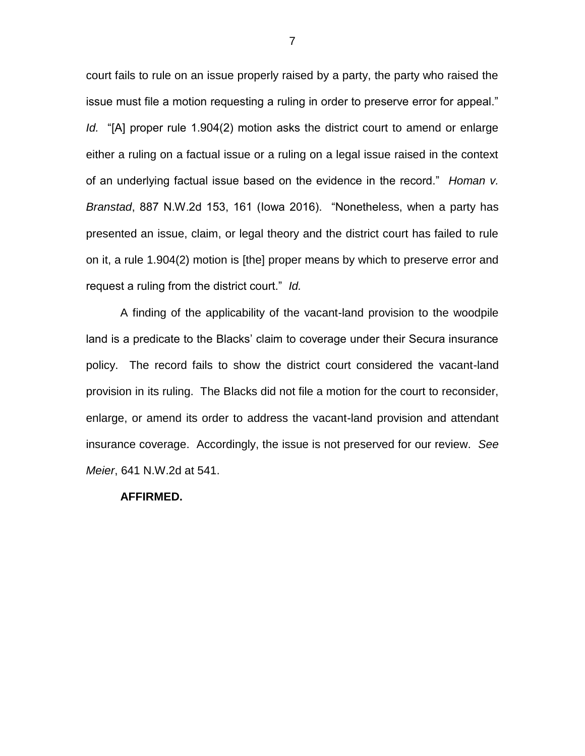court fails to rule on an issue properly raised by a party, the party who raised the issue must file a motion requesting a ruling in order to preserve error for appeal." *Id.* "[A] proper rule 1.904(2) motion asks the district court to amend or enlarge either a ruling on a factual issue or a ruling on a legal issue raised in the context of an underlying factual issue based on the evidence in the record." *Homan v. Branstad*, 887 N.W.2d 153, 161 (Iowa 2016). "Nonetheless, when a party has presented an issue, claim, or legal theory and the district court has failed to rule on it, a rule 1.904(2) motion is [the] proper means by which to preserve error and request a ruling from the district court." *Id.*

A finding of the applicability of the vacant-land provision to the woodpile land is a predicate to the Blacks' claim to coverage under their Secura insurance policy. The record fails to show the district court considered the vacant-land provision in its ruling. The Blacks did not file a motion for the court to reconsider, enlarge, or amend its order to address the vacant-land provision and attendant insurance coverage. Accordingly, the issue is not preserved for our review. *See Meier*, 641 N.W.2d at 541.

**AFFIRMED.**